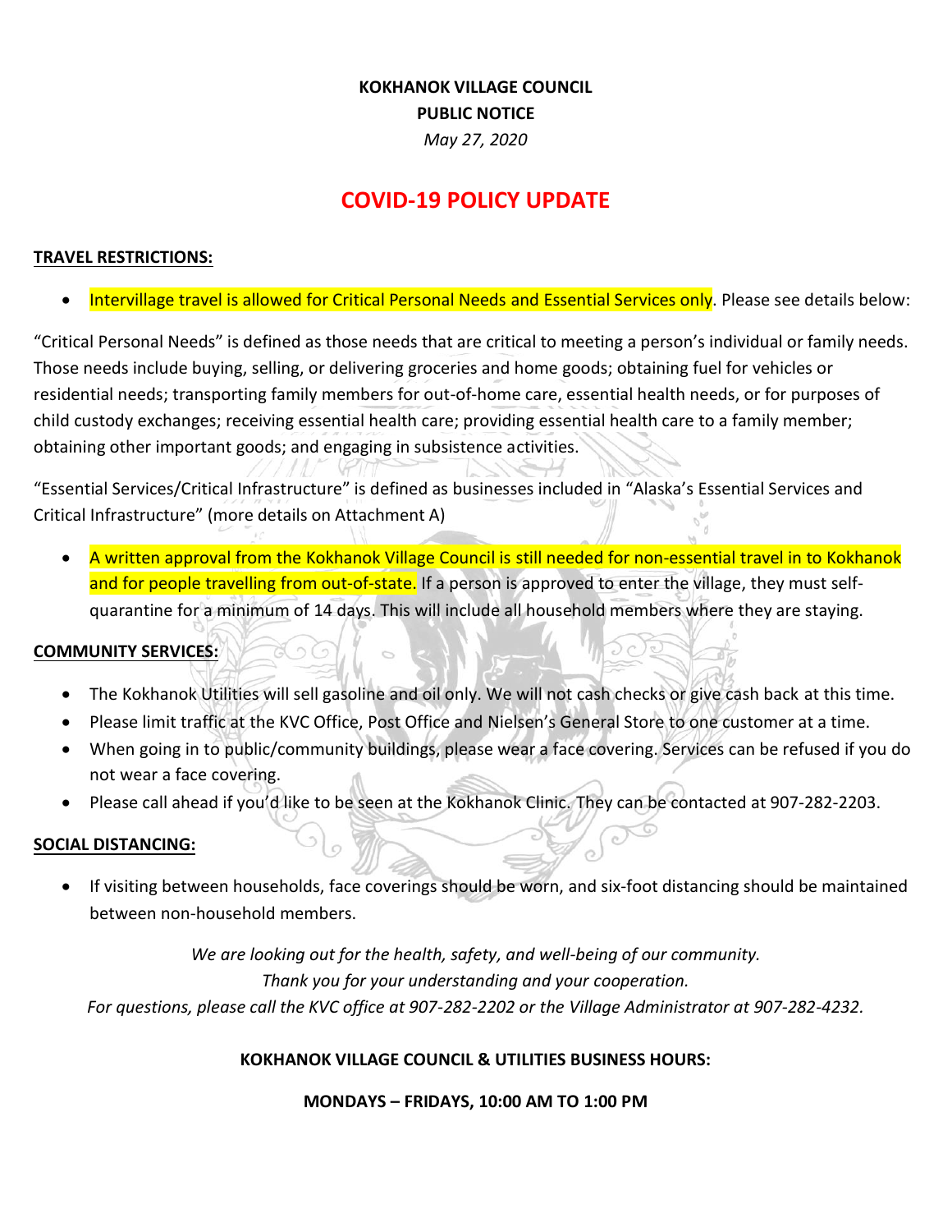**KOKHANOK VILLAGE COUNCIL**

**PUBLIC NOTICE**

*May 27, 2020*

# COVID-19 POLICY UPDATE

**TRAVEL RESTRICTIONS:**

- Intervillage travel is allowed for Critical Personal Needs and Essential Services only. Please see details below:

"Critical Personal Needs" is defined as those needs that are critical to meeting a person's individual or family needs. Those needs include buying, selling, or delivering groceries and home goods; obtaining fuel for vehicles or residential needs; transporting family members for out-of-home care, essential health needs, or for purposes of child custody exchanges; receiving essential health care; providing essential health care to a family member; obtaining other important goods; and engaging in subsistence activities.

"Essential Services/Critical Infrastructure" is defined as businesses included in "Alaska's Essential Services and Critical Infrastructure" (more details on Attachment A)

- A written approval from the Kokhanok Village Council is still needed for non-essential travel in to Kokhanok and for people travelling from out-of-state. If a person is approved to enter the village, they must self-quarantine for a minimum of 14 days. This will include all household members where they are staying.

**COMMUNITY SERVICES:**

- The Kokhanok Utilities will sell gasoline and oil only. We will not cash checks or give cash back at this time.
- Please limit traffic at the KVC Office, Post Office and Nielsen's General Store to one customer at a time.
- When going in to public/community buildings, please wear a face covering. Services can be refused if you do not wear a face covering.
- Please call ahead if you'd like to be seen at the Kokhanok Clinic. They can be contacted at 907-282-2203.

**SOCIAL DISTANCING:**

- If visiting between households, face coverings should be worn, and six-foot distancing should be maintained between non-household members.

*We are looking out for the health, safety, and well-being of our community.*
*Thank you for your understanding and your cooperation.*
*For questions, please call the KVC office at 907-282-2202 or the Village Administrator at 907-282-4232.*

**KOKHANOK VILLAGE COUNCIL & UTILITIES BUSINESS HOURS:**

**MONDAYS – FRIDAYS, 10:00 AM TO 1:00 PM**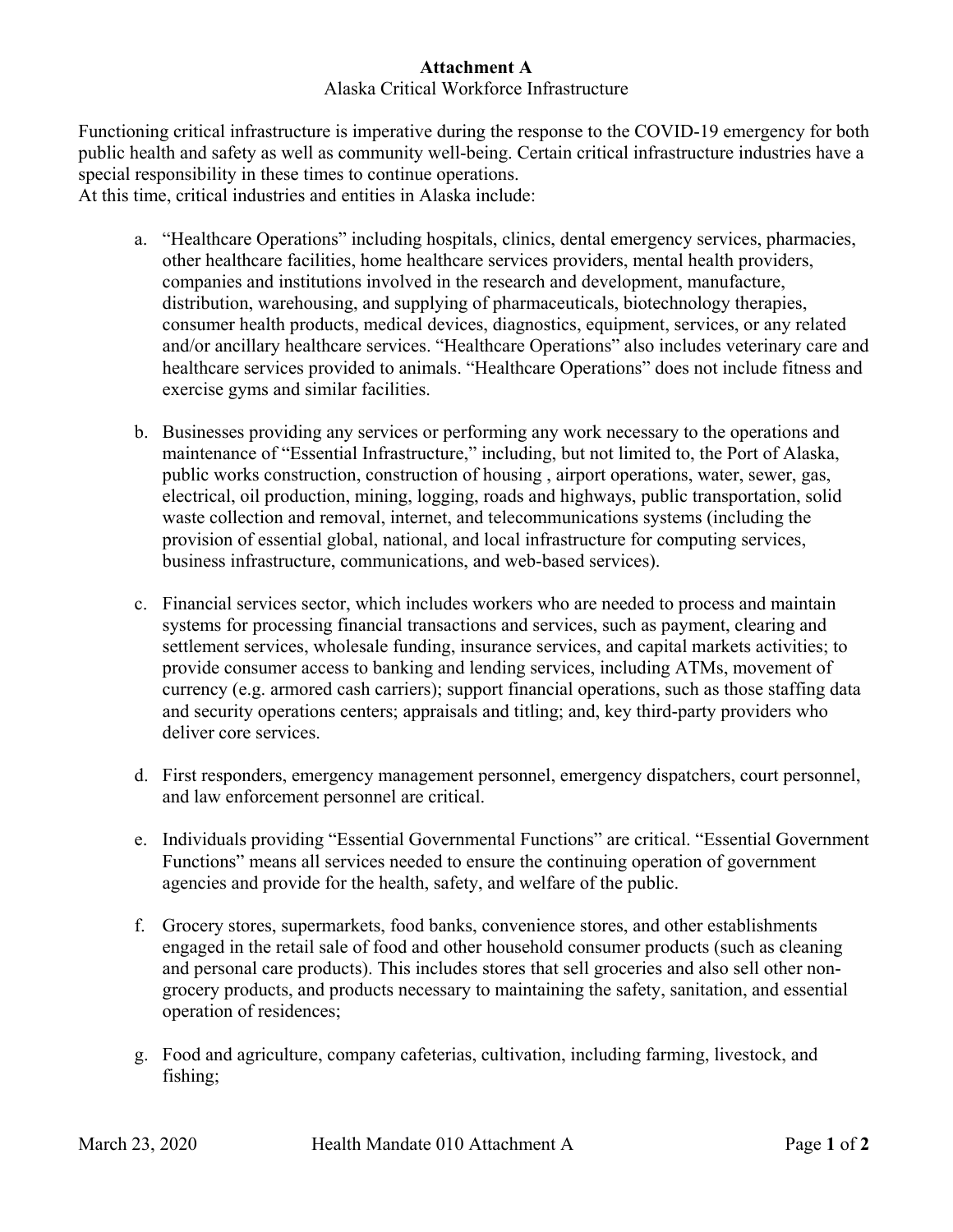**Attachment A**

Alaska Critical Workforce Infrastructure

Functioning critical infrastructure is imperative during the response to the COVID-19 emergency for both public health and safety as well as community well-being. Certain critical infrastructure industries have a special responsibility in these times to continue operations.
At this time, critical industries and entities in Alaska include:

a. "Healthcare Operations" including hospitals, clinics, dental emergency services, pharmacies, other healthcare facilities, home healthcare services providers, mental health providers, companies and institutions involved in the research and development, manufacture, distribution, warehousing, and supplying of pharmaceuticals, biotechnology therapies, consumer health products, medical devices, diagnostics, equipment, services, or any related and/or ancillary healthcare services. "Healthcare Operations" also includes veterinary care and healthcare services provided to animals. "Healthcare Operations" does not include fitness and exercise gyms and similar facilities.

b. Businesses providing any services or performing any work necessary to the operations and maintenance of "Essential Infrastructure," including, but not limited to, the Port of Alaska, public works construction, construction of housing , airport operations, water, sewer, gas, electrical, oil production, mining, logging, roads and highways, public transportation, solid waste collection and removal, internet, and telecommunications systems (including the provision of essential global, national, and local infrastructure for computing services, business infrastructure, communications, and web-based services).

c. Financial services sector, which includes workers who are needed to process and maintain systems for processing financial transactions and services, such as payment, clearing and settlement services, wholesale funding, insurance services, and capital markets activities; to provide consumer access to banking and lending services, including ATMs, movement of currency (e.g. armored cash carriers); support financial operations, such as those staffing data and security operations centers; appraisals and titling; and, key third-party providers who deliver core services.

d. First responders, emergency management personnel, emergency dispatchers, court personnel, and law enforcement personnel are critical.

e. Individuals providing "Essential Governmental Functions" are critical. "Essential Government Functions" means all services needed to ensure the continuing operation of government agencies and provide for the health, safety, and welfare of the public.

f. Grocery stores, supermarkets, food banks, convenience stores, and other establishments engaged in the retail sale of food and other household consumer products (such as cleaning and personal care products). This includes stores that sell groceries and also sell other non-grocery products, and products necessary to maintaining the safety, sanitation, and essential operation of residences;

g. Food and agriculture, company cafeterias, cultivation, including farming, livestock, and fishing;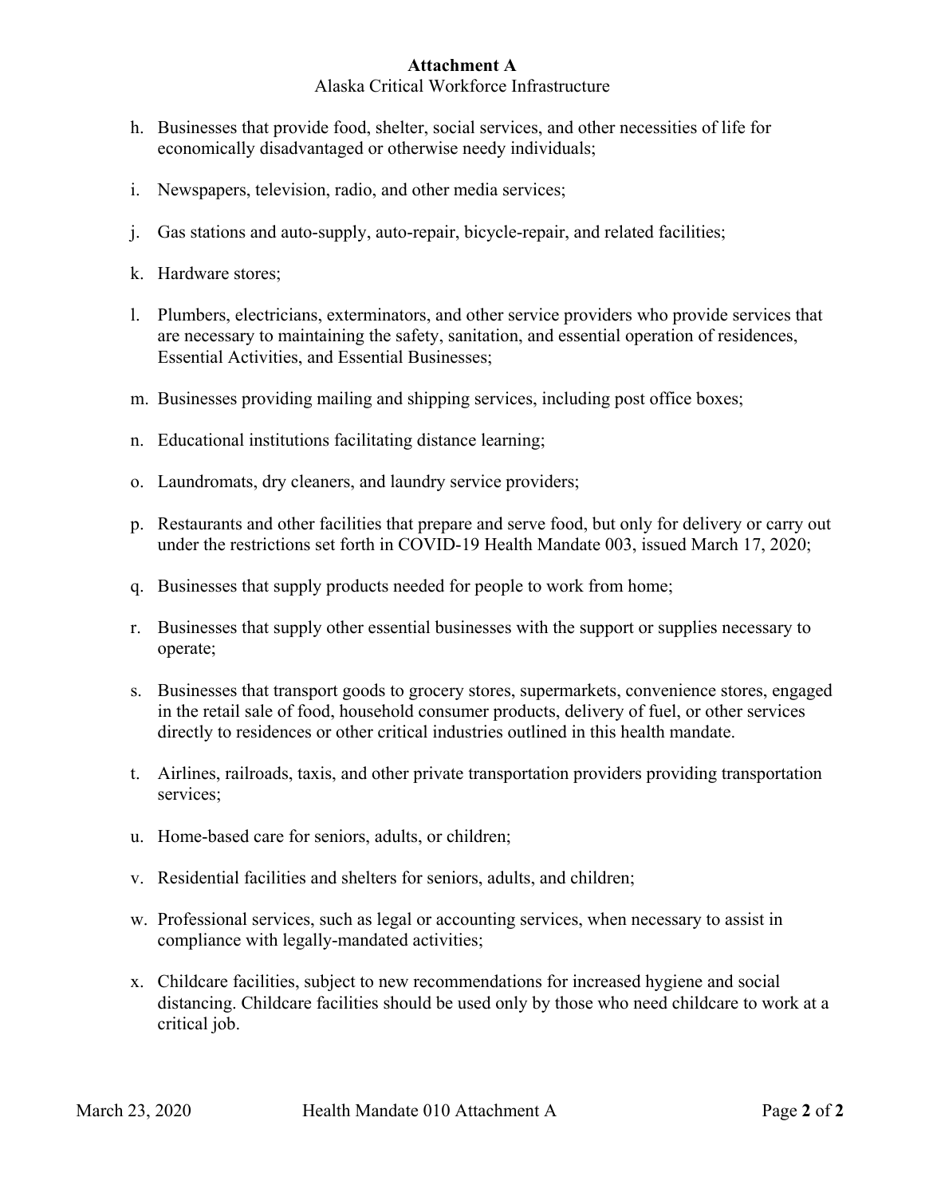h. Businesses that provide food, shelter, social services, and other necessities of life for economically disadvantaged or otherwise needy individuals;

i. Newspapers, television, radio, and other media services;

j. Gas stations and auto-supply, auto-repair, bicycle-repair, and related facilities;

k. Hardware stores;

l. Plumbers, electricians, exterminators, and other service providers who provide services that are necessary to maintaining the safety, sanitation, and essential operation of residences, Essential Activities, and Essential Businesses;

m. Businesses providing mailing and shipping services, including post office boxes;

n. Educational institutions facilitating distance learning;

o. Laundromats, dry cleaners, and laundry service providers;

p. Restaurants and other facilities that prepare and serve food, but only for delivery or carry out under the restrictions set forth in COVID-19 Health Mandate 003, issued March 17, 2020;

q. Businesses that supply products needed for people to work from home;

r. Businesses that supply other essential businesses with the support or supplies necessary to operate;

s. Businesses that transport goods to grocery stores, supermarkets, convenience stores, engaged in the retail sale of food, household consumer products, delivery of fuel, or other services directly to residences or other critical industries outlined in this health mandate.

t. Airlines, railroads, taxis, and other private transportation providers providing transportation services;

u. Home-based care for seniors, adults, or children;

v. Residential facilities and shelters for seniors, adults, and children;

w. Professional services, such as legal or accounting services, when necessary to assist in compliance with legally-mandated activities;

x. Childcare facilities, subject to new recommendations for increased hygiene and social distancing. Childcare facilities should be used only by those who need childcare to work at a critical job.